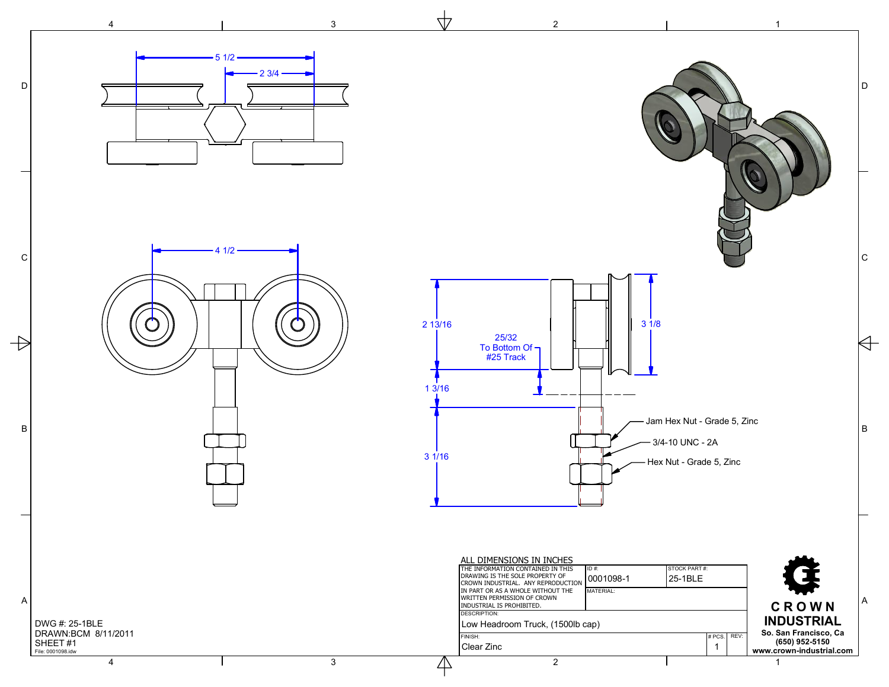5 1/2

2 3/4

4 1/2

2 13/16

25/32
To Bottom Of
#25 Track

3 1/8

1 3/16

3 1/16

Jam Hex Nut - Grade 5, Zinc

3/4-10 UNC - 2A

Hex Nut - Grade 5, Zinc

ALL DIMENSIONS IN INCHES

| THE INFORMATION CONTAINED IN THIS DRAWING IS THE SOLE PROPERTY OF CROWN INDUSTRIAL. ANY REPRODUCTION IN PART OR AS A WHOLE WITHOUT THE WRITTEN PERMISSION OF CROWN INDUSTRIAL IS PROHIBITED. | ID #: 0001098-1 | STOCK PART #: 25-1BLE | | |
|---|---|---|---|---|
| | MATERIAL: | | | |
| DESCRIPTION: Low Headroom Truck, (1500lb cap) | | | | |
| FINISH: Clear Zinc | | | # PCS. 1 | REV: |

CROWN INDUSTRIAL
So. San Francisco, Ca
(650) 952-5150
www.crown-industrial.com

DWG #: 25-1BLE
DRAWN:BCM 8/11/2011
SHEET #1
File: 0001098.idw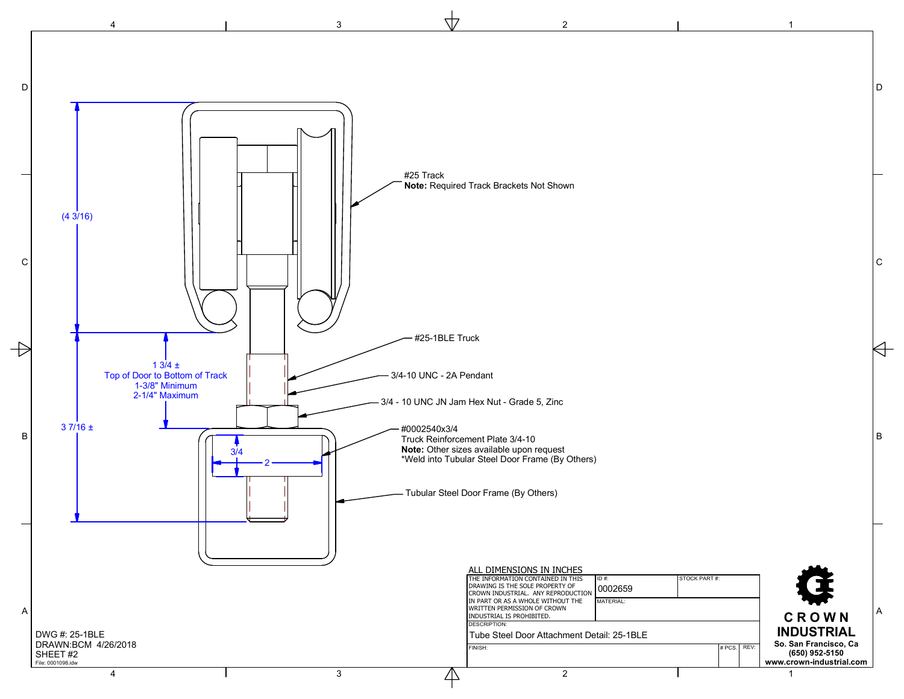(4 3/16)

#25 Track
**Note:** Required Track Brackets Not Shown

#25-1BLE Truck

3/4-10 UNC - 2A Pendant

3/4 - 10 UNC JN Jam Hex Nut - Grade 5, Zinc

1 3/4 ±
Top of Door to Bottom of Track
1-3/8" Minimum
2-1/4" Maximum

3 7/16 ±

3/4

2

#0002540x3/4
Truck Reinforcement Plate 3/4-10
**Note:** Other sizes available upon request
*Weld into Tubular Steel Door Frame (By Others)

Tubular Steel Door Frame (By Others)

ALL DIMENSIONS IN INCHES

| | | |
|---|---|---|
| THE INFORMATION CONTAINED IN THIS DRAWING IS THE SOLE PROPERTY OF CROWN INDUSTRIAL. ANY REPRODUCTION IN PART OR AS A WHOLE WITHOUT THE WRITTEN PERMISSION OF CROWN INDUSTRIAL IS PROHIBITED. | ID #: 0002659 | STOCK PART #: |
| | MATERIAL: | |
| DESCRIPTION: Tube Steel Door Attachment Detail: 25-1BLE | | |
| FINISH: | # PCS. | REV: |

**CROWN INDUSTRIAL**
**So. San Francisco, Ca**
**(650) 952-5150**
**www.crown-industrial.com**

DWG #: 25-1BLE
DRAWN:BCM 4/26/2018
SHEET #2
File: 0001098.idw